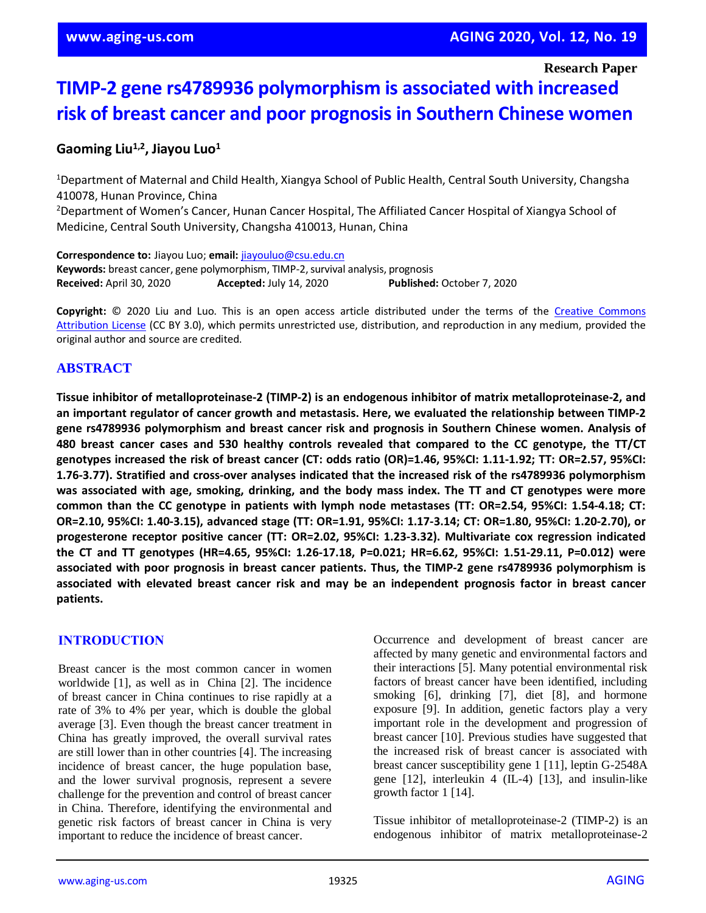Research Paper

# TIMP-2 gene rs4789936 polymorphism is associated with increased risk of breast cancer and poor prognosis in Southern Chinese women

**Gaoming Liu[1,2], Jiayou Luo[1]**

[1]Department of Maternal and Child Health, Xiangya School of Public Health, Central South University, Changsha 410078, Hunan Province, China
[2]Department of Women's Cancer, Hunan Cancer Hospital, The Affiliated Cancer Hospital of Xiangya School of Medicine, Central South University, Changsha 410013, Hunan, China

**Correspondence to:** Jiayou Luo; **email:** jiayouluo@csu.edu.cn
**Keywords:** breast cancer, gene polymorphism, TIMP-2, survival analysis, prognosis
**Received:** April 30, 2020 **Accepted:** July 14, 2020 **Published:** October 7, 2020

**Copyright:** © 2020 Liu and Luo. This is an open access article distributed under the terms of the Creative Commons Attribution License (CC BY 3.0), which permits unrestricted use, distribution, and reproduction in any medium, provided the original author and source are credited.

## ABSTRACT

**Tissue inhibitor of metalloproteinase-2 (TIMP-2) is an endogenous inhibitor of matrix metalloproteinase-2, and an important regulator of cancer growth and metastasis. Here, we evaluated the relationship between TIMP-2 gene rs4789936 polymorphism and breast cancer risk and prognosis in Southern Chinese women. Analysis of 480 breast cancer cases and 530 healthy controls revealed that compared to the CC genotype, the TT/CT genotypes increased the risk of breast cancer (CT: odds ratio (OR)=1.46, 95%CI: 1.11-1.92; TT: OR=2.57, 95%CI: 1.76-3.77). Stratified and cross-over analyses indicated that the increased risk of the rs4789936 polymorphism was associated with age, smoking, drinking, and the body mass index. The TT and CT genotypes were more common than the CC genotype in patients with lymph node metastases (TT: OR=2.54, 95%CI: 1.54-4.18; CT: OR=2.10, 95%CI: 1.40-3.15), advanced stage (TT: OR=1.91, 95%CI: 1.17-3.14; CT: OR=1.80, 95%CI: 1.20-2.70), or progesterone receptor positive cancer (TT: OR=2.02, 95%CI: 1.23-3.32). Multivariate cox regression indicated the CT and TT genotypes (HR=4.65, 95%CI: 1.26-17.18, P=0.021; HR=6.62, 95%CI: 1.51-29.11, P=0.012) were associated with poor prognosis in breast cancer patients. Thus, the TIMP-2 gene rs4789936 polymorphism is associated with elevated breast cancer risk and may be an independent prognosis factor in breast cancer patients.**

## INTRODUCTION

Breast cancer is the most common cancer in women worldwide [1], as well as in China [2]. The incidence of breast cancer in China continues to rise rapidly at a rate of 3% to 4% per year, which is double the global average [3]. Even though the breast cancer treatment in China has greatly improved, the overall survival rates are still lower than in other countries [4]. The increasing incidence of breast cancer, the huge population base, and the lower survival prognosis, represent a severe challenge for the prevention and control of breast cancer in China. Therefore, identifying the environmental and genetic risk factors of breast cancer in China is very important to reduce the incidence of breast cancer.

Occurrence and development of breast cancer are affected by many genetic and environmental factors and their interactions [5]. Many potential environmental risk factors of breast cancer have been identified, including smoking [6], drinking [7], diet [8], and hormone exposure [9]. In addition, genetic factors play a very important role in the development and progression of breast cancer [10]. Previous studies have suggested that the increased risk of breast cancer is associated with breast cancer susceptibility gene 1 [11], leptin G-2548A gene [12], interleukin 4 (IL-4) [13], and insulin-like growth factor 1 [14].

Tissue inhibitor of metalloproteinase-2 (TIMP-2) is an endogenous inhibitor of matrix metalloproteinase-2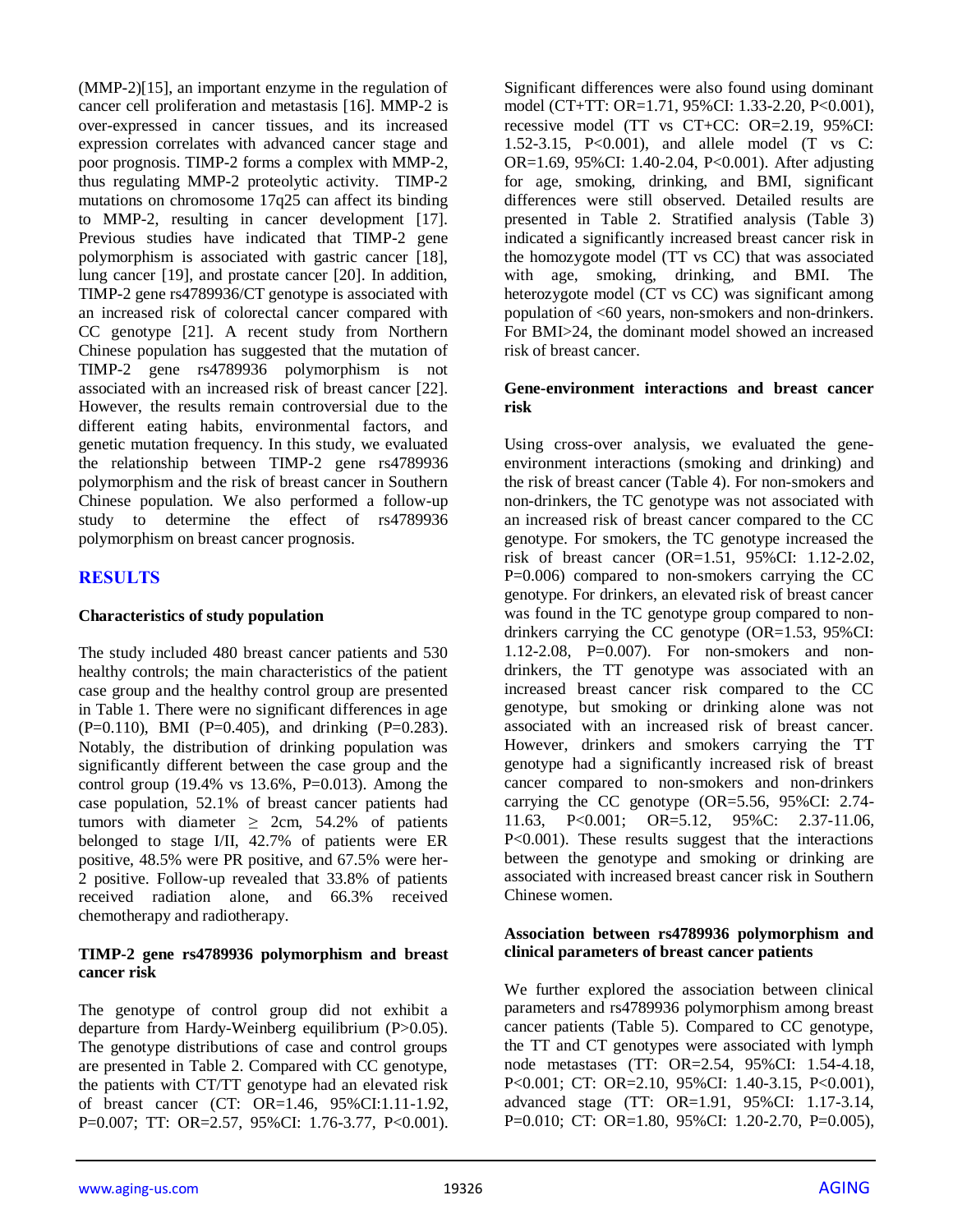(MMP-2)[15], an important enzyme in the regulation of cancer cell proliferation and metastasis [16]. MMP-2 is over-expressed in cancer tissues, and its increased expression correlates with advanced cancer stage and poor prognosis. TIMP-2 forms a complex with MMP-2, thus regulating MMP-2 proteolytic activity. TIMP-2 mutations on chromosome 17q25 can affect its binding to MMP-2, resulting in cancer development [17]. Previous studies have indicated that TIMP-2 gene polymorphism is associated with gastric cancer [18], lung cancer [19], and prostate cancer [20]. In addition, TIMP-2 gene rs4789936/CT genotype is associated with an increased risk of colorectal cancer compared with CC genotype [21]. A recent study from Northern Chinese population has suggested that the mutation of TIMP-2 gene rs4789936 polymorphism is not associated with an increased risk of breast cancer [22]. However, the results remain controversial due to the different eating habits, environmental factors, and genetic mutation frequency. In this study, we evaluated the relationship between TIMP-2 gene rs4789936 polymorphism and the risk of breast cancer in Southern Chinese population. We also performed a follow-up study to determine the effect of rs4789936 polymorphism on breast cancer prognosis.

## RESULTS

### Characteristics of study population

The study included 480 breast cancer patients and 530 healthy controls; the main characteristics of the patient case group and the healthy control group are presented in Table 1. There were no significant differences in age (P=0.110), BMI (P=0.405), and drinking (P=0.283). Notably, the distribution of drinking population was significantly different between the case group and the control group (19.4% vs 13.6%, P=0.013). Among the case population, 52.1% of breast cancer patients had tumors with diameter ≥ 2cm, 54.2% of patients belonged to stage I/II, 42.7% of patients were ER positive, 48.5% were PR positive, and 67.5% were her-2 positive. Follow-up revealed that 33.8% of patients received radiation alone, and 66.3% received chemotherapy and radiotherapy.

### TIMP-2 gene rs4789936 polymorphism and breast cancer risk

The genotype of control group did not exhibit a departure from Hardy-Weinberg equilibrium (P>0.05). The genotype distributions of case and control groups are presented in Table 2. Compared with CC genotype, the patients with CT/TT genotype had an elevated risk of breast cancer (CT: OR=1.46, 95%CI:1.11-1.92, P=0.007; TT: OR=2.57, 95%CI: 1.76-3.77, P<0.001). Significant differences were also found using dominant model (CT+TT: OR=1.71, 95%CI: 1.33-2.20, P<0.001), recessive model (TT vs CT+CC: OR=2.19, 95%CI: 1.52-3.15, P<0.001), and allele model (T vs C: OR=1.69, 95%CI: 1.40-2.04, P<0.001). After adjusting for age, smoking, drinking, and BMI, significant differences were still observed. Detailed results are presented in Table 2. Stratified analysis (Table 3) indicated a significantly increased breast cancer risk in the homozygote model (TT vs CC) that was associated with age, smoking, drinking, and BMI. The heterozygote model (CT vs CC) was significant among population of <60 years, non-smokers and non-drinkers. For BMI>24, the dominant model showed an increased risk of breast cancer.

### Gene-environment interactions and breast cancer risk

Using cross-over analysis, we evaluated the gene-environment interactions (smoking and drinking) and the risk of breast cancer (Table 4). For non-smokers and non-drinkers, the TC genotype was not associated with an increased risk of breast cancer compared to the CC genotype. For smokers, the TC genotype increased the risk of breast cancer (OR=1.51, 95%CI: 1.12-2.02, P=0.006) compared to non-smokers carrying the CC genotype. For drinkers, an elevated risk of breast cancer was found in the TC genotype group compared to non-drinkers carrying the CC genotype (OR=1.53, 95%CI: 1.12-2.08, P=0.007). For non-smokers and non-drinkers, the TT genotype was associated with an increased breast cancer risk compared to the CC genotype, but smoking or drinking alone was not associated with an increased risk of breast cancer. However, drinkers and smokers carrying the TT genotype had a significantly increased risk of breast cancer compared to non-smokers and non-drinkers carrying the CC genotype (OR=5.56, 95%CI: 2.74-11.63, P<0.001; OR=5.12, 95%C: 2.37-11.06, P<0.001). These results suggest that the interactions between the genotype and smoking or drinking are associated with increased breast cancer risk in Southern Chinese women.

### Association between rs4789936 polymorphism and clinical parameters of breast cancer patients

We further explored the association between clinical parameters and rs4789936 polymorphism among breast cancer patients (Table 5). Compared to CC genotype, the TT and CT genotypes were associated with lymph node metastases (TT: OR=2.54, 95%CI: 1.54-4.18, P<0.001; CT: OR=2.10, 95%CI: 1.40-3.15, P<0.001), advanced stage (TT: OR=1.91, 95%CI: 1.17-3.14, P=0.010; CT: OR=1.80, 95%CI: 1.20-2.70, P=0.005),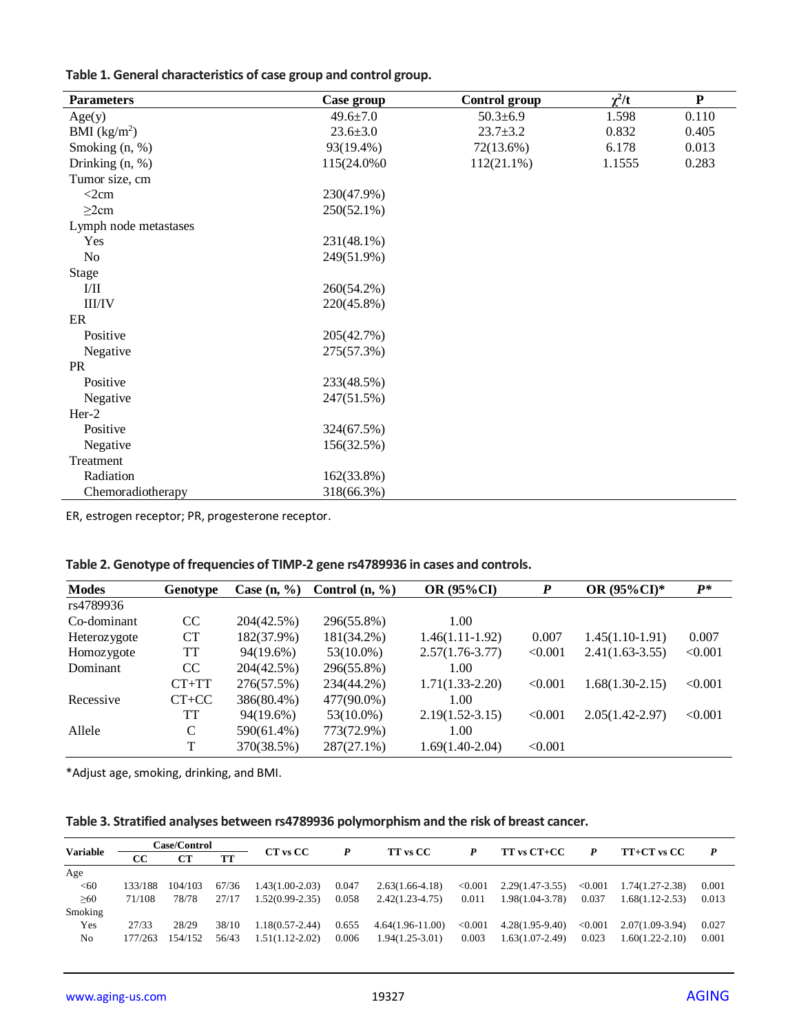**Table 1. General characteristics of case group and control group.**

| Parameters | Case group | Control group | $\chi^2$/t | P |
|---|---|---|---|---|
| Age(y) | 49.6±7.0 | 50.3±6.9 | 1.598 | 0.110 |
| BMI (kg/m$^2$) | 23.6±3.0 | 23.7±3.2 | 0.832 | 0.405 |
| Smoking (n, %) | 93(19.4%) | 72(13.6%) | 6.178 | 0.013 |
| Drinking (n, %) | 115(24.0%0 | 112(21.1%) | 1.1555 | 0.283 |
| Tumor size, cm | | | | |
| <2cm | 230(47.9%) | | | |
| ≥2cm | 250(52.1%) | | | |
| Lymph node metastases | | | | |
| Yes | 231(48.1%) | | | |
| No | 249(51.9%) | | | |
| Stage | | | | |
| I/II | 260(54.2%) | | | |
| III/IV | 220(45.8%) | | | |
| ER | | | | |
| Positive | 205(42.7%) | | | |
| Negative | 275(57.3%) | | | |
| PR | | | | |
| Positive | 233(48.5%) | | | |
| Negative | 247(51.5%) | | | |
| Her-2 | | | | |
| Positive | 324(67.5%) | | | |
| Negative | 156(32.5%) | | | |
| Treatment | | | | |
| Radiation | 162(33.8%) | | | |
| Chemoradiotherapy | 318(66.3%) | | | |

ER, estrogen receptor; PR, progesterone receptor.

**Table 2. Genotype of frequencies of TIMP-2 gene rs4789936 in cases and controls.**

| Modes | Genotype | Case (n, %) | Control (n, %) | OR (95%CI) | *P* | OR (95%CI)* | *P** |
|---|---|---|---|---|---|---|---|
| rs4789936 | | | | | | | |
| Co-dominant | CC | 204(42.5%) | 296(55.8%) | 1.00 | | | |
| Heterozygote | CT | 182(37.9%) | 181(34.2%) | 1.46(1.11-1.92) | 0.007 | 1.45(1.10-1.91) | 0.007 |
| Homozygote | TT | 94(19.6%) | 53(10.0%) | 2.57(1.76-3.77) | <0.001 | 2.41(1.63-3.55) | <0.001 |
| Dominant | CC | 204(42.5%) | 296(55.8%) | 1.00 | | | |
| | CT+TT | 276(57.5%) | 234(44.2%) | 1.71(1.33-2.20) | <0.001 | 1.68(1.30-2.15) | <0.001 |
| Recessive | CT+CC | 386(80.4%) | 477(90.0%) | 1.00 | | | |
| | TT | 94(19.6%) | 53(10.0%) | 2.19(1.52-3.15) | <0.001 | 2.05(1.42-2.97) | <0.001 |
| Allele | C | 590(61.4%) | 773(72.9%) | 1.00 | | | |
| | T | 370(38.5%) | 287(27.1%) | 1.69(1.40-2.04) | <0.001 | | |

*Adjust age, smoking, drinking, and BMI.

**Table 3. Stratified analyses between rs4789936 polymorphism and the risk of breast cancer.**

| Variable | Case/Control | | | CT vs CC | *P* | TT vs CC | *P* | TT vs CT+CC | *P* | TT+CT vs CC | *P* |
|---|---|---|---|---|---|---|---|---|---|---|---|
| | CC | CT | TT | | | | | | | | |
| Age | | | | | | | | | | | |
| <60 | 133/188 | 104/103 | 67/36 | 1.43(1.00-2.03) | 0.047 | 2.63(1.66-4.18) | <0.001 | 2.29(1.47-3.55) | <0.001 | 1.74(1.27-2.38) | 0.001 |
| ≥60 | 71/108 | 78/78 | 27/17 | 1.52(0.99-2.35) | 0.058 | 2.42(1.23-4.75) | 0.011 | 1.98(1.04-3.78) | 0.037 | 1.68(1.12-2.53) | 0.013 |
| Smoking | | | | | | | | | | | |
| Yes | 27/33 | 28/29 | 38/10 | 1.18(0.57-2.44) | 0.655 | 4.64(1.96-11.00) | <0.001 | 4.28(1.95-9.40) | <0.001 | 2.07(1.09-3.94) | 0.027 |
| No | 177/263 | 154/152 | 56/43 | 1.51(1.12-2.02) | 0.006 | 1.94(1.25-3.01) | 0.003 | 1.63(1.07-2.49) | 0.023 | 1.60(1.22-2.10) | 0.001 |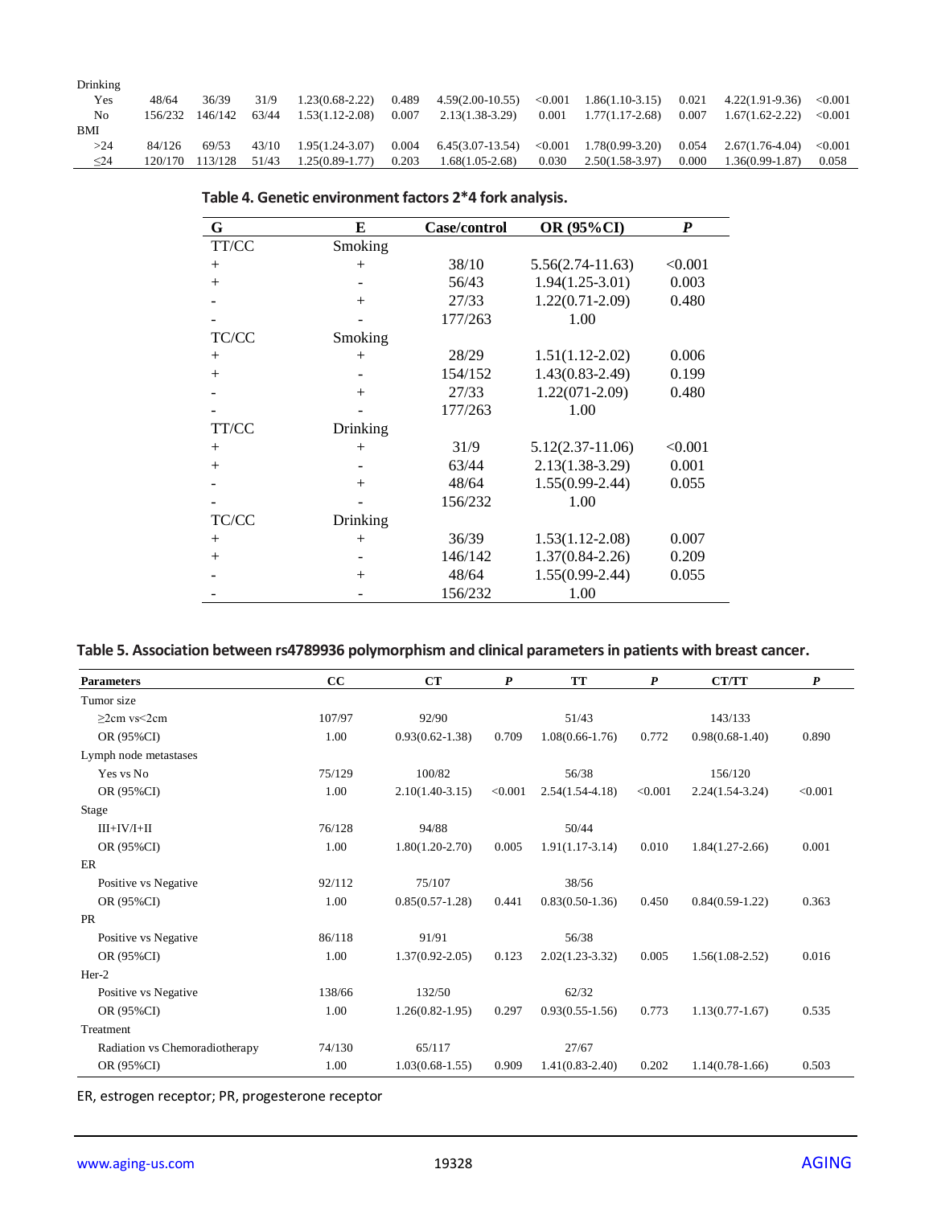| | | | | | | | | | | | |
|---|---|---|---|---|---|---|---|---|---|---|---|
| Drinking | | | | | | | | | | | |
| Yes | 48/64 | 36/39 | 31/9 | 1.23(0.68-2.22) | 0.489 | 4.59(2.00-10.55) | <0.001 | 1.86(1.10-3.15) | 0.021 | 4.22(1.91-9.36) | <0.001 |
| No | 156/232 | 146/142 | 63/44 | 1.53(1.12-2.08) | 0.007 | 2.13(1.38-3.29) | 0.001 | 1.77(1.17-2.68) | 0.007 | 1.67(1.62-2.22) | <0.001 |
| BMI | | | | | | | | | | | |
| >24 | 84/126 | 69/53 | 43/10 | 1.95(1.24-3.07) | 0.004 | 6.45(3.07-13.54) | <0.001 | 1.78(0.99-3.20) | 0.054 | 2.67(1.76-4.04) | <0.001 |
| ≤24 | 120/170 | 113/128 | 51/43 | 1.25(0.89-1.77) | 0.203 | 1.68(1.05-2.68) | 0.030 | 2.50(1.58-3.97) | 0.000 | 1.36(0.99-1.87) | 0.058 |

**Table 4. Genetic environment factors 2*4 fork analysis.**

| G | E | Case/control | OR (95%CI) | *P* |
|---|---|---|---|---|
| TT/CC | Smoking | | | |
| + | + | 38/10 | 5.56(2.74-11.63) | <0.001 |
| + | - | 56/43 | 1.94(1.25-3.01) | 0.003 |
| - | + | 27/33 | 1.22(0.71-2.09) | 0.480 |
| - | - | 177/263 | 1.00 | |
| TC/CC | Smoking | | | |
| + | + | 28/29 | 1.51(1.12-2.02) | 0.006 |
| + | - | 154/152 | 1.43(0.83-2.49) | 0.199 |
| - | + | 27/33 | 1.22(071-2.09) | 0.480 |
| - | - | 177/263 | 1.00 | |
| TT/CC | Drinking | | | |
| + | + | 31/9 | 5.12(2.37-11.06) | <0.001 |
| + | - | 63/44 | 2.13(1.38-3.29) | 0.001 |
| - | + | 48/64 | 1.55(0.99-2.44) | 0.055 |
| - | - | 156/232 | 1.00 | |
| TC/CC | Drinking | | | |
| + | + | 36/39 | 1.53(1.12-2.08) | 0.007 |
| + | - | 146/142 | 1.37(0.84-2.26) | 0.209 |
| - | + | 48/64 | 1.55(0.99-2.44) | 0.055 |
| - | - | 156/232 | 1.00 | |

**Table 5. Association between rs4789936 polymorphism and clinical parameters in patients with breast cancer.**

| Parameters | CC | CT | *P* | TT | *P* | CT/TT | *P* |
|---|---|---|---|---|---|---|---|
| Tumor size | | | | | | | |
| ≥2cm vs<2cm | 107/97 | 92/90 | | 51/43 | | 143/133 | |
| OR (95%CI) | 1.00 | 0.93(0.62-1.38) | 0.709 | 1.08(0.66-1.76) | 0.772 | 0.98(0.68-1.40) | 0.890 |
| Lymph node metastases | | | | | | | |
| Yes vs No | 75/129 | 100/82 | | 56/38 | | 156/120 | |
| OR (95%CI) | 1.00 | 2.10(1.40-3.15) | <0.001 | 2.54(1.54-4.18) | <0.001 | 2.24(1.54-3.24) | <0.001 |
| Stage | | | | | | | |
| III+IV/I+II | 76/128 | 94/88 | | 50/44 | | | |
| OR (95%CI) | 1.00 | 1.80(1.20-2.70) | 0.005 | 1.91(1.17-3.14) | 0.010 | 1.84(1.27-2.66) | 0.001 |
| ER | | | | | | | |
| Positive vs Negative | 92/112 | 75/107 | | 38/56 | | | |
| OR (95%CI) | 1.00 | 0.85(0.57-1.28) | 0.441 | 0.83(0.50-1.36) | 0.450 | 0.84(0.59-1.22) | 0.363 |
| PR | | | | | | | |
| Positive vs Negative | 86/118 | 91/91 | | 56/38 | | | |
| OR (95%CI) | 1.00 | 1.37(0.92-2.05) | 0.123 | 2.02(1.23-3.32) | 0.005 | 1.56(1.08-2.52) | 0.016 |
| Her-2 | | | | | | | |
| Positive vs Negative | 138/66 | 132/50 | | 62/32 | | | |
| OR (95%CI) | 1.00 | 1.26(0.82-1.95) | 0.297 | 0.93(0.55-1.56) | 0.773 | 1.13(0.77-1.67) | 0.535 |
| Treatment | | | | | | | |
| Radiation vs Chemoradiotherapy | 74/130 | 65/117 | | 27/67 | | | |
| OR (95%CI) | 1.00 | 1.03(0.68-1.55) | 0.909 | 1.41(0.83-2.40) | 0.202 | 1.14(0.78-1.66) | 0.503 |

ER, estrogen receptor; PR, progesterone receptor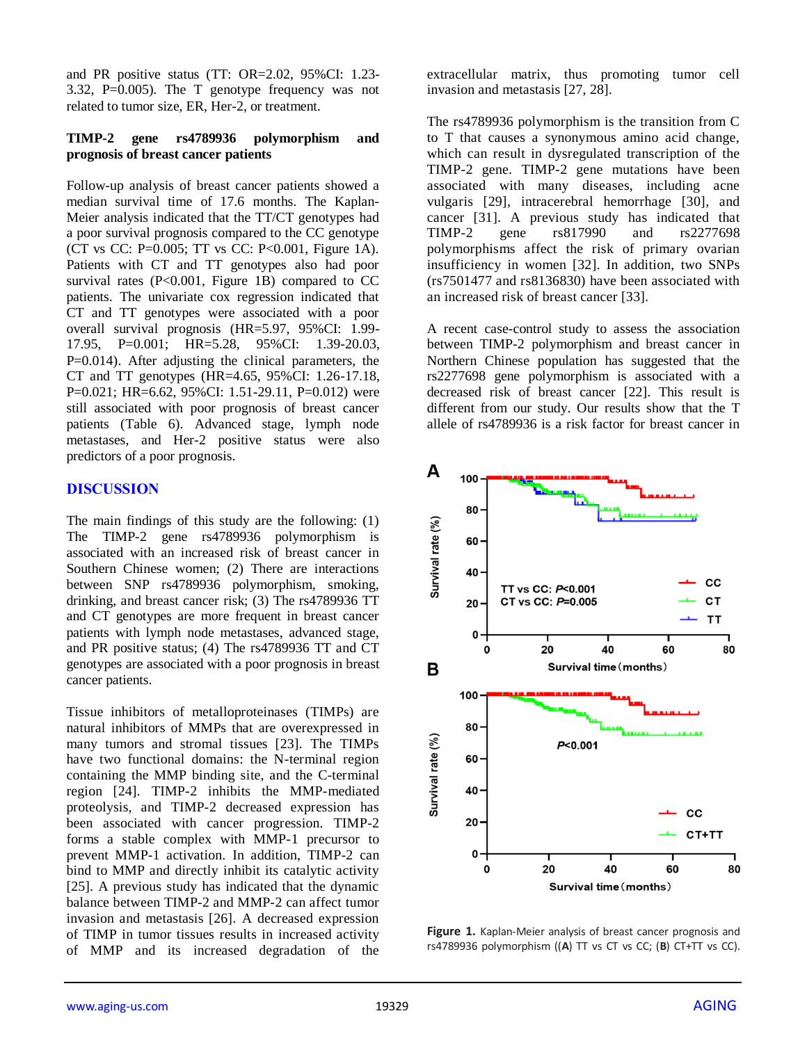and PR positive status (TT: OR=2.02, 95%CI: 1.23-3.32, P=0.005). The T genotype frequency was not related to tumor size, ER, Her-2, or treatment.

### TIMP-2 gene rs4789936 polymorphism and prognosis of breast cancer patients

Follow-up analysis of breast cancer patients showed a median survival time of 17.6 months. The Kaplan-Meier analysis indicated that the TT/CT genotypes had a poor survival prognosis compared to the CC genotype (CT vs CC: P=0.005; TT vs CC: P<0.001, Figure 1A). Patients with CT and TT genotypes also had poor survival rates (P<0.001, Figure 1B) compared to CC patients. The univariate cox regression indicated that CT and TT genotypes were associated with a poor overall survival prognosis (HR=5.97, 95%CI: 1.99-17.95, P=0.001; HR=5.28, 95%CI: 1.39-20.03, P=0.014). After adjusting the clinical parameters, the CT and TT genotypes (HR=4.65, 95%CI: 1.26-17.18, P=0.021; HR=6.62, 95%CI: 1.51-29.11, P=0.012) were still associated with poor prognosis of breast cancer patients (Table 6). Advanced stage, lymph node metastases, and Her-2 positive status were also predictors of a poor prognosis.

## DISCUSSION

The main findings of this study are the following: (1) The TIMP-2 gene rs4789936 polymorphism is associated with an increased risk of breast cancer in Southern Chinese women; (2) There are interactions between SNP rs4789936 polymorphism, smoking, drinking, and breast cancer risk; (3) The rs4789936 TT and CT genotypes are more frequent in breast cancer patients with lymph node metastases, advanced stage, and PR positive status; (4) The rs4789936 TT and CT genotypes are associated with a poor prognosis in breast cancer patients.

Tissue inhibitors of metalloproteinases (TIMPs) are natural inhibitors of MMPs that are overexpressed in many tumors and stromal tissues [23]. The TIMPs have two functional domains: the N-terminal region containing the MMP binding site, and the C-terminal region [24]. TIMP-2 inhibits the MMP-mediated proteolysis, and TIMP-2 decreased expression has been associated with cancer progression. TIMP-2 forms a stable complex with MMP-1 precursor to prevent MMP-1 activation. In addition, TIMP-2 can bind to MMP and directly inhibit its catalytic activity [25]. A previous study has indicated that the dynamic balance between TIMP-2 and MMP-2 can affect tumor invasion and metastasis [26]. A decreased expression of TIMP in tumor tissues results in increased activity of MMP and its increased degradation of the extracellular matrix, thus promoting tumor cell invasion and metastasis [27, 28].

The rs4789936 polymorphism is the transition from C to T that causes a synonymous amino acid change, which can result in dysregulated transcription of the TIMP-2 gene. TIMP-2 gene mutations have been associated with many diseases, including acne vulgaris [29], intracerebral hemorrhage [30], and cancer [31]. A previous study has indicated that TIMP-2 gene rs817990 and rs2277698 polymorphisms affect the risk of primary ovarian insufficiency in women [32]. In addition, two SNPs (rs7501477 and rs8136830) have been associated with an increased risk of breast cancer [33].

A recent case-control study to assess the association between TIMP-2 polymorphism and breast cancer in Northern Chinese population has suggested that the rs2277698 gene polymorphism is associated with a decreased risk of breast cancer [22]. This result is different from our study. Our results show that the T allele of rs4789936 is a risk factor for breast cancer in

**Figure 1.** Kaplan-Meier analysis of breast cancer prognosis and rs4789936 polymorphism ((**A**) TT vs CT vs CC; (**B**) CT+TT vs CC).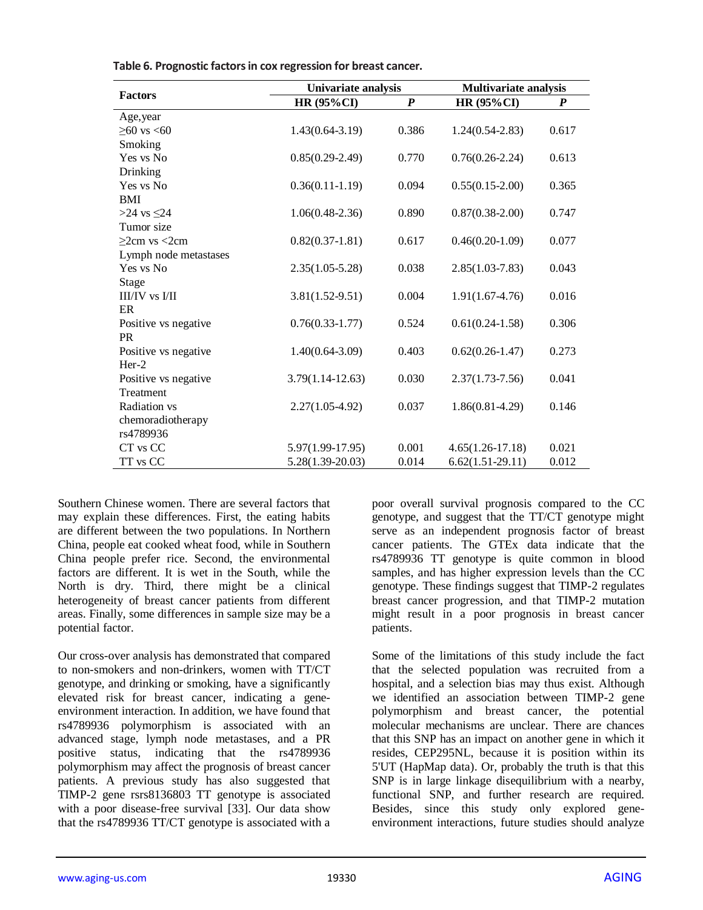**Table 6. Prognostic factors in cox regression for breast cancer.**

| Factors | Univariate analysis | | Multivariate analysis | |
|---|---|---|---|---|
| | HR (95%CI) | *P* | HR (95%CI) | *P* |
| Age,year | | | | |
| ≥60 vs <60 | 1.43(0.64-3.19) | 0.386 | 1.24(0.54-2.83) | 0.617 |
| Smoking | | | | |
| Yes vs No | 0.85(0.29-2.49) | 0.770 | 0.76(0.26-2.24) | 0.613 |
| Drinking | | | | |
| Yes vs No | 0.36(0.11-1.19) | 0.094 | 0.55(0.15-2.00) | 0.365 |
| BMI | | | | |
| >24 vs ≤24 | 1.06(0.48-2.36) | 0.890 | 0.87(0.38-2.00) | 0.747 |
| Tumor size | | | | |
| ≥2cm vs <2cm | 0.82(0.37-1.81) | 0.617 | 0.46(0.20-1.09) | 0.077 |
| Lymph node metastases | | | | |
| Yes vs No | 2.35(1.05-5.28) | 0.038 | 2.85(1.03-7.83) | 0.043 |
| Stage | | | | |
| III/IV vs I/II | 3.81(1.52-9.51) | 0.004 | 1.91(1.67-4.76) | 0.016 |
| ER | | | | |
| Positive vs negative | 0.76(0.33-1.77) | 0.524 | 0.61(0.24-1.58) | 0.306 |
| PR | | | | |
| Positive vs negative | 1.40(0.64-3.09) | 0.403 | 0.62(0.26-1.47) | 0.273 |
| Her-2 | | | | |
| Positive vs negative | 3.79(1.14-12.63) | 0.030 | 2.37(1.73-7.56) | 0.041 |
| Treatment | | | | |
| Radiation vs chemoradiotherapy | 2.27(1.05-4.92) | 0.037 | 1.86(0.81-4.29) | 0.146 |
| rs4789936 | | | | |
| CT vs CC | 5.97(1.99-17.95) | 0.001 | 4.65(1.26-17.18) | 0.021 |
| TT vs CC | 5.28(1.39-20.03) | 0.014 | 6.62(1.51-29.11) | 0.012 |

Southern Chinese women. There are several factors that may explain these differences. First, the eating habits are different between the two populations. In Northern China, people eat cooked wheat food, while in Southern China people prefer rice. Second, the environmental factors are different. It is wet in the South, while the North is dry. Third, there might be a clinical heterogeneity of breast cancer patients from different areas. Finally, some differences in sample size may be a potential factor.

Our cross-over analysis has demonstrated that compared to non-smokers and non-drinkers, women with TT/CT genotype, and drinking or smoking, have a significantly elevated risk for breast cancer, indicating a gene-environment interaction. In addition, we have found that rs4789936 polymorphism is associated with an advanced stage, lymph node metastases, and a PR positive status, indicating that the rs4789936 polymorphism may affect the prognosis of breast cancer patients. A previous study has also suggested that TIMP-2 gene rsrs8136803 TT genotype is associated with a poor disease-free survival [33]. Our data show that the rs4789936 TT/CT genotype is associated with a poor overall survival prognosis compared to the CC genotype, and suggest that the TT/CT genotype might serve as an independent prognosis factor of breast cancer patients. The GTEx data indicate that the rs4789936 TT genotype is quite common in blood samples, and has higher expression levels than the CC genotype. These findings suggest that TIMP-2 regulates breast cancer progression, and that TIMP-2 mutation might result in a poor prognosis in breast cancer patients.

Some of the limitations of this study include the fact that the selected population was recruited from a hospital, and a selection bias may thus exist. Although we identified an association between TIMP-2 gene polymorphism and breast cancer, the potential molecular mechanisms are unclear. There are chances that this SNP has an impact on another gene in which it resides, CEP295NL, because it is position within its 5'UT (HapMap data). Or, probably the truth is that this SNP is in large linkage disequilibrium with a nearby, functional SNP, and further research are required. Besides, since this study only explored gene-environment interactions, future studies should analyze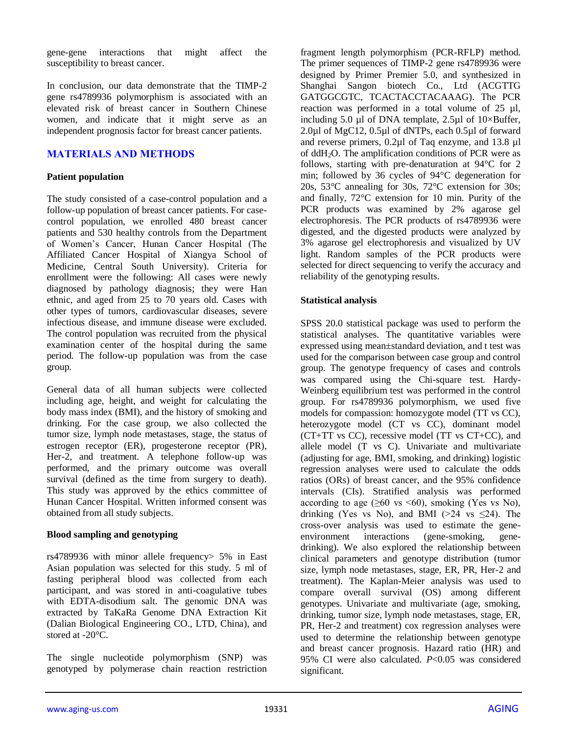gene-gene interactions that might affect the susceptibility to breast cancer.

In conclusion, our data demonstrate that the TIMP-2 gene rs4789936 polymorphism is associated with an elevated risk of breast cancer in Southern Chinese women, and indicate that it might serve as an independent prognosis factor for breast cancer patients.

## MATERIALS AND METHODS

### Patient population

The study consisted of a case-control population and a follow-up population of breast cancer patients. For case-control population, we enrolled 480 breast cancer patients and 530 healthy controls from the Department of Women's Cancer, Hunan Cancer Hospital (The Affiliated Cancer Hospital of Xiangya School of Medicine, Central South University). Criteria for enrollment were the following: All cases were newly diagnosed by pathology diagnosis; they were Han ethnic, and aged from 25 to 70 years old. Cases with other types of tumors, cardiovascular diseases, severe infectious disease, and immune disease were excluded. The control population was recruited from the physical examination center of the hospital during the same period. The follow-up population was from the case group.

General data of all human subjects were collected including age, height, and weight for calculating the body mass index (BMI), and the history of smoking and drinking. For the case group, we also collected the tumor size, lymph node metastases, stage, the status of estrogen receptor (ER), progesterone receptor (PR), Her-2, and treatment. A telephone follow-up was performed, and the primary outcome was overall survival (defined as the time from surgery to death). This study was approved by the ethics committee of Hunan Cancer Hospital. Written informed consent was obtained from all study subjects.

### Blood sampling and genotyping

rs4789936 with minor allele frequency> 5% in East Asian population was selected for this study. 5 ml of fasting peripheral blood was collected from each participant, and was stored in anti-coagulative tubes with EDTA-disodium salt. The genomic DNA was extracted by TaKaRa Genome DNA Extraction Kit (Dalian Biological Engineering CO., LTD, China), and stored at -20°C.

The single nucleotide polymorphism (SNP) was genotyped by polymerase chain reaction restriction fragment length polymorphism (PCR-RFLP) method. The primer sequences of TIMP-2 gene rs4789936 were designed by Primer Premier 5.0, and synthesized in Shanghai Sangon biotech Co., Ltd (ACGTTG GATGGCGTC, TCACTACCTACAAAG). The PCR reaction was performed in a total volume of 25 µl, including 5.0 µl of DNA template, 2.5µl of 10×Buffer, 2.0µl of MgC12, 0.5µl of dNTPs, each 0.5µl of forward and reverse primers, 0.2µl of Taq enzyme, and 13.8 µl of $ddH_2O$. The amplification conditions of PCR were as follows, starting with pre-denaturation at 94°C for 2 min; followed by 36 cycles of 94°C degeneration for 20s, 53°C annealing for 30s, 72°C extension for 30s; and finally, 72°C extension for 10 min. Purity of the PCR products was examined by 2% agarose gel electrophoresis. The PCR products of rs4789936 were digested, and the digested products were analyzed by 3% agarose gel electrophoresis and visualized by UV light. Random samples of the PCR products were selected for direct sequencing to verify the accuracy and reliability of the genotyping results.

### Statistical analysis

SPSS 20.0 statistical package was used to perform the statistical analyses. The quantitative variables were expressed using mean±standard deviation, and t test was used for the comparison between case group and control group. The genotype frequency of cases and controls was compared using the Chi-square test. Hardy-Weinberg equilibrium test was performed in the control group. For rs4789936 polymorphism, we used five models for compassion: homozygote model (TT vs CC), heterozygote model (CT vs CC), dominant model (CT+TT vs CC), recessive model (TT vs CT+CC), and allele model (T vs C). Univariate and multivariate (adjusting for age, BMI, smoking, and drinking) logistic regression analyses were used to calculate the odds ratios (ORs) of breast cancer, and the 95% confidence intervals (CIs). Stratified analysis was performed according to age ($\geq$60 vs <60), smoking (Yes vs No), drinking (Yes vs No), and BMI (>24 vs $\leq$24). The cross-over analysis was used to estimate the gene-environment interactions (gene-smoking, gene-drinking). We also explored the relationship between clinical parameters and genotype distribution (tumor size, lymph node metastases, stage, ER, PR, Her-2 and treatment). The Kaplan-Meier analysis was used to compare overall survival (OS) among different genotypes. Univariate and multivariate (age, smoking, drinking, tumor size, lymph node metastases, stage, ER, PR, Her-2 and treatment) cox regression analyses were used to determine the relationship between genotype and breast cancer prognosis. Hazard ratio (HR) and 95% CI were also calculated. $P$<0.05 was considered significant.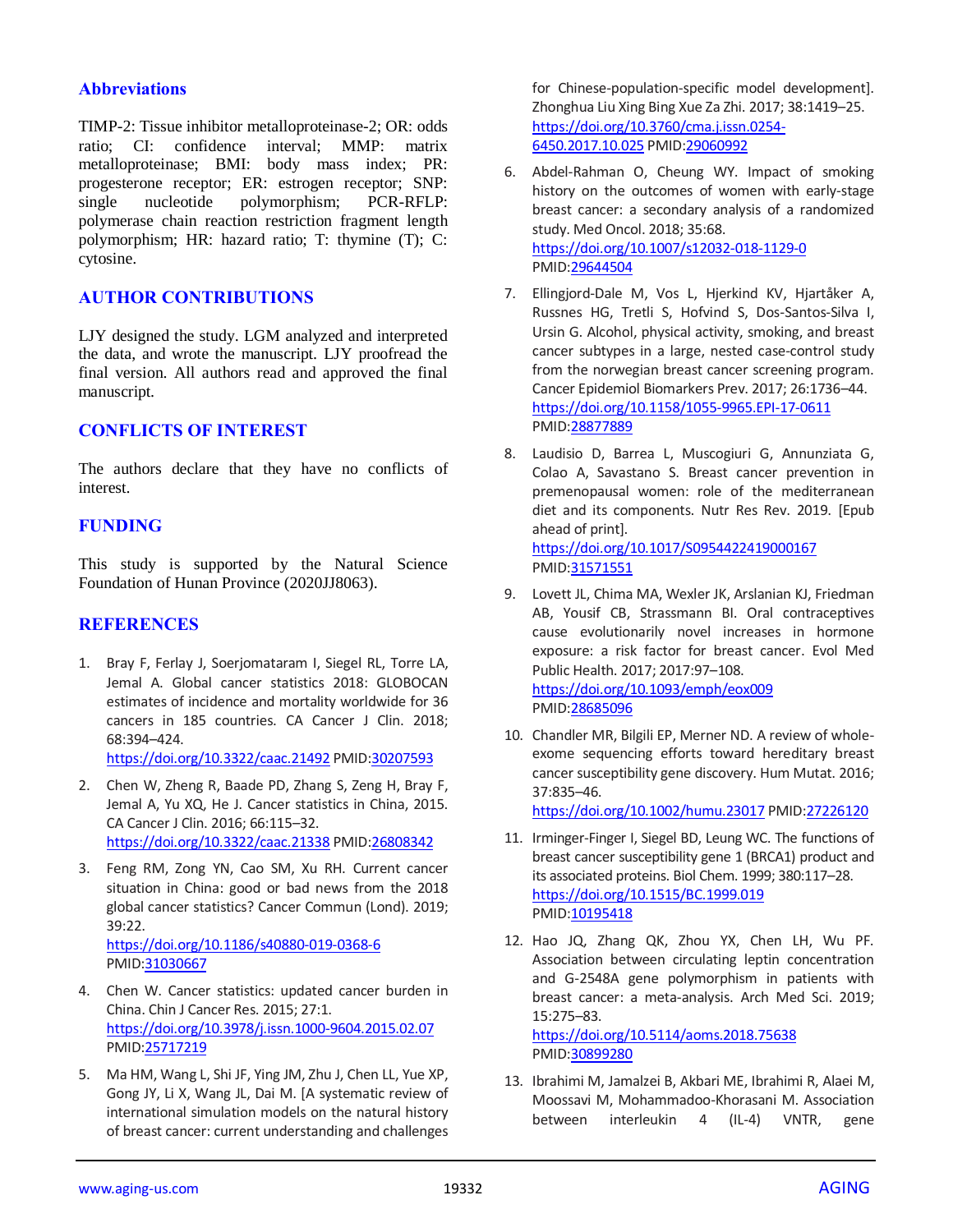## Abbreviations

TIMP-2: Tissue inhibitor metalloproteinase-2; OR: odds ratio; CI: confidence interval; MMP: matrix metalloproteinase; BMI: body mass index; PR: progesterone receptor; ER: estrogen receptor; SNP: single nucleotide polymorphism; PCR-RFLP: polymerase chain reaction restriction fragment length polymorphism; HR: hazard ratio; T: thymine (T); C: cytosine.

## AUTHOR CONTRIBUTIONS

LJY designed the study. LGM analyzed and interpreted the data, and wrote the manuscript. LJY proofread the final version. All authors read and approved the final manuscript.

## CONFLICTS OF INTEREST

The authors declare that they have no conflicts of interest.

## FUNDING

This study is supported by the Natural Science Foundation of Hunan Province (2020JJ8063).

## REFERENCES

1. Bray F, Ferlay J, Soerjomataram I, Siegel RL, Torre LA, Jemal A. Global cancer statistics 2018: GLOBOCAN estimates of incidence and mortality worldwide for 36 cancers in 185 countries. CA Cancer J Clin. 2018; 68:394–424. https://doi.org/10.3322/caac.21492 PMID:30207593

2. Chen W, Zheng R, Baade PD, Zhang S, Zeng H, Bray F, Jemal A, Yu XQ, He J. Cancer statistics in China, 2015. CA Cancer J Clin. 2016; 66:115–32. https://doi.org/10.3322/caac.21338 PMID:26808342

3. Feng RM, Zong YN, Cao SM, Xu RH. Current cancer situation in China: good or bad news from the 2018 global cancer statistics? Cancer Commun (Lond). 2019; 39:22. https://doi.org/10.1186/s40880-019-0368-6 PMID:31030667

4. Chen W. Cancer statistics: updated cancer burden in China. Chin J Cancer Res. 2015; 27:1. https://doi.org/10.3978/j.issn.1000-9604.2015.02.07 PMID:25717219

5. Ma HM, Wang L, Shi JF, Ying JM, Zhu J, Chen LL, Yue XP, Gong JY, Li X, Wang JL, Dai M. [A systematic review of international simulation models on the natural history of breast cancer: current understanding and challenges for Chinese-population-specific model development]. Zhonghua Liu Xing Bing Xue Za Zhi. 2017; 38:1419–25. https://doi.org/10.3760/cma.j.issn.0254-6450.2017.10.025 PMID:29060992

6. Abdel-Rahman O, Cheung WY. Impact of smoking history on the outcomes of women with early-stage breast cancer: a secondary analysis of a randomized study. Med Oncol. 2018; 35:68. https://doi.org/10.1007/s12032-018-1129-0 PMID:29644504

7. Ellingjord-Dale M, Vos L, Hjerkind KV, Hjartåker A, Russnes HG, Tretli S, Hofvind S, Dos-Santos-Silva I, Ursin G. Alcohol, physical activity, smoking, and breast cancer subtypes in a large, nested case-control study from the norwegian breast cancer screening program. Cancer Epidemiol Biomarkers Prev. 2017; 26:1736–44. https://doi.org/10.1158/1055-9965.EPI-17-0611 PMID:28877889

8. Laudisio D, Barrea L, Muscogiuri G, Annunziata G, Colao A, Savastano S. Breast cancer prevention in premenopausal women: role of the mediterranean diet and its components. Nutr Res Rev. 2019. [Epub ahead of print]. https://doi.org/10.1017/S0954422419000167 PMID:31571551

9. Lovett JL, Chima MA, Wexler JK, Arslanian KJ, Friedman AB, Yousif CB, Strassmann BI. Oral contraceptives cause evolutionarily novel increases in hormone exposure: a risk factor for breast cancer. Evol Med Public Health. 2017; 2017:97–108. https://doi.org/10.1093/emph/eox009 PMID:28685096

10. Chandler MR, Bilgili EP, Merner ND. A review of whole-exome sequencing efforts toward hereditary breast cancer susceptibility gene discovery. Hum Mutat. 2016; 37:835–46. https://doi.org/10.1002/humu.23017 PMID:27226120

11. Irminger-Finger I, Siegel BD, Leung WC. The functions of breast cancer susceptibility gene 1 (BRCA1) product and its associated proteins. Biol Chem. 1999; 380:117–28. https://doi.org/10.1515/BC.1999.019 PMID:10195418

12. Hao JQ, Zhang QK, Zhou YX, Chen LH, Wu PF. Association between circulating leptin concentration and G-2548A gene polymorphism in patients with breast cancer: a meta-analysis. Arch Med Sci. 2019; 15:275–83. https://doi.org/10.5114/aoms.2018.75638 PMID:30899280

13. Ibrahimi M, Jamalzei B, Akbari ME, Ibrahimi R, Alaei M, Moossavi M, Mohammadoo-Khorasani M. Association between interleukin 4 (IL-4) VNTR, gene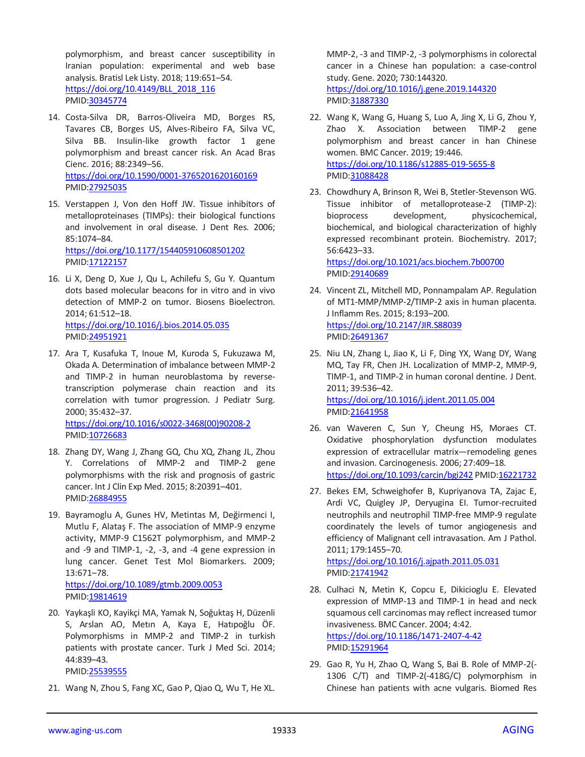polymorphism, and breast cancer susceptibility in Iranian population: experimental and web base analysis. Bratisl Lek Listy. 2018; 119:651–54. https://doi.org/10.4149/BLL_2018_116 PMID:30345774

14. Costa-Silva DR, Barros-Oliveira MD, Borges RS, Tavares CB, Borges US, Alves-Ribeiro FA, Silva VC, Silva BB. Insulin-like growth factor 1 gene polymorphism and breast cancer risk. An Acad Bras Cienc. 2016; 88:2349–56. https://doi.org/10.1590/0001-3765201620160169 PMID:27925035

15. Verstappen J, Von den Hoff JW. Tissue inhibitors of metalloproteinases (TIMPs): their biological functions and involvement in oral disease. J Dent Res. 2006; 85:1074–84. https://doi.org/10.1177/154405910608501202 PMID:17122157

16. Li X, Deng D, Xue J, Qu L, Achilefu S, Gu Y. Quantum dots based molecular beacons for in vitro and in vivo detection of MMP-2 on tumor. Biosens Bioelectron. 2014; 61:512–18. https://doi.org/10.1016/j.bios.2014.05.035 PMID:24951921

17. Ara T, Kusafuka T, Inoue M, Kuroda S, Fukuzawa M, Okada A. Determination of imbalance between MMP-2 and TIMP-2 in human neuroblastoma by reverse-transcription polymerase chain reaction and its correlation with tumor progression. J Pediatr Surg. 2000; 35:432–37. https://doi.org/10.1016/s0022-3468(00)90208-2 PMID:10726683

18. Zhang DY, Wang J, Zhang GQ, Chu XQ, Zhang JL, Zhou Y. Correlations of MMP-2 and TIMP-2 gene polymorphisms with the risk and prognosis of gastric cancer. Int J Clin Exp Med. 2015; 8:20391–401. PMID:26884955

19. Bayramoglu A, Gunes HV, Metintas M, Değirmenci I, Mutlu F, Alataş F. The association of MMP-9 enzyme activity, MMP-9 C1562T polymorphism, and MMP-2 and -9 and TIMP-1, -2, -3, and -4 gene expression in lung cancer. Genet Test Mol Biomarkers. 2009; 13:671–78. https://doi.org/10.1089/gtmb.2009.0053 PMID:19814619

20. Yaykaşli KO, Kayikçi MA, Yamak N, Soğuktaş H, Düzenli S, Arslan AO, Metın A, Kaya E, Hatıpoğlu ÖF. Polymorphisms in MMP-2 and TIMP-2 in turkish patients with prostate cancer. Turk J Med Sci. 2014; 44:839–43. PMID:25539555

21. Wang N, Zhou S, Fang XC, Gao P, Qiao Q, Wu T, He XL. MMP-2, -3 and TIMP-2, -3 polymorphisms in colorectal cancer in a Chinese han population: a case-control study. Gene. 2020; 730:144320. https://doi.org/10.1016/j.gene.2019.144320 PMID:31887330

22. Wang K, Wang G, Huang S, Luo A, Jing X, Li G, Zhou Y, Zhao X. Association between TIMP-2 gene polymorphism and breast cancer in han Chinese women. BMC Cancer. 2019; 19:446. https://doi.org/10.1186/s12885-019-5655-8 PMID:31088428

23. Chowdhury A, Brinson R, Wei B, Stetler-Stevenson WG. Tissue inhibitor of metalloprotease-2 (TIMP-2): bioprocess development, physicochemical, biochemical, and biological characterization of highly expressed recombinant protein. Biochemistry. 2017; 56:6423–33. https://doi.org/10.1021/acs.biochem.7b00700 PMID:29140689

24. Vincent ZL, Mitchell MD, Ponnampalam AP. Regulation of MT1-MMP/MMP-2/TIMP-2 axis in human placenta. J Inflamm Res. 2015; 8:193–200. https://doi.org/10.2147/JIR.S88039 PMID:26491367

25. Niu LN, Zhang L, Jiao K, Li F, Ding YX, Wang DY, Wang MQ, Tay FR, Chen JH. Localization of MMP-2, MMP-9, TIMP-1, and TIMP-2 in human coronal dentine. J Dent. 2011; 39:536–42. https://doi.org/10.1016/j.jdent.2011.05.004 PMID:21641958

26. van Waveren C, Sun Y, Cheung HS, Moraes CT. Oxidative phosphorylation dysfunction modulates expression of extracellular matrix—remodeling genes and invasion. Carcinogenesis. 2006; 27:409–18. https://doi.org/10.1093/carcin/bgi242 PMID:16221732

27. Bekes EM, Schweighofer B, Kupriyanova TA, Zajac E, Ardi VC, Quigley JP, Deryugina EI. Tumor-recruited neutrophils and neutrophil TIMP-free MMP-9 regulate coordinately the levels of tumor angiogenesis and efficiency of Malignant cell intravasation. Am J Pathol. 2011; 179:1455–70. https://doi.org/10.1016/j.ajpath.2011.05.031 PMID:21741942

28. Culhaci N, Metin K, Copcu E, Dikicioglu E. Elevated expression of MMP-13 and TIMP-1 in head and neck squamous cell carcinomas may reflect increased tumor invasiveness. BMC Cancer. 2004; 4:42. https://doi.org/10.1186/1471-2407-4-42 PMID:15291964

29. Gao R, Yu H, Zhao Q, Wang S, Bai B. Role of MMP-2(-1306 C/T) and TIMP-2(-418G/C) polymorphism in Chinese han patients with acne vulgaris. Biomed Res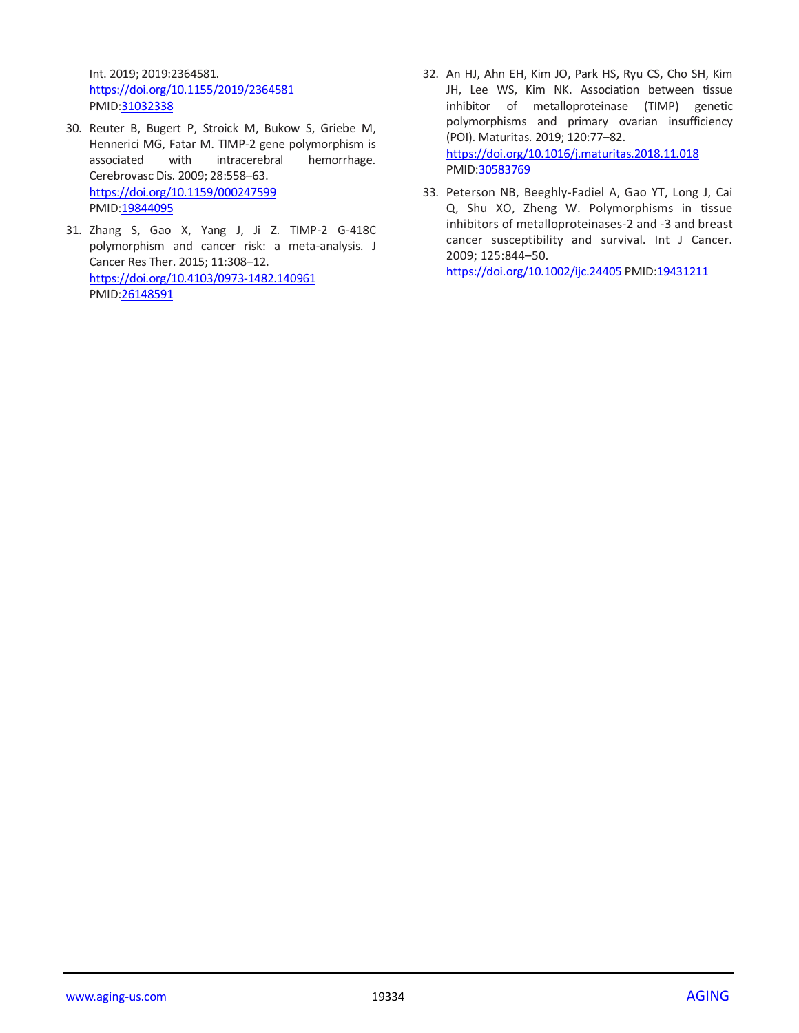Int. 2019; 2019:2364581.
https://doi.org/10.1155/2019/2364581
PMID:31032338

30. Reuter B, Bugert P, Stroick M, Bukow S, Griebe M, Hennerici MG, Fatar M. TIMP-2 gene polymorphism is associated with intracerebral hemorrhage. Cerebrovasc Dis. 2009; 28:558–63.
https://doi.org/10.1159/000247599
PMID:19844095

31. Zhang S, Gao X, Yang J, Ji Z. TIMP-2 G-418C polymorphism and cancer risk: a meta-analysis. J Cancer Res Ther. 2015; 11:308–12.
https://doi.org/10.4103/0973-1482.140961
PMID:26148591

32. An HJ, Ahn EH, Kim JO, Park HS, Ryu CS, Cho SH, Kim JH, Lee WS, Kim NK. Association between tissue inhibitor of metalloproteinase (TIMP) genetic polymorphisms and primary ovarian insufficiency (POI). Maturitas. 2019; 120:77–82.
https://doi.org/10.1016/j.maturitas.2018.11.018
PMID:30583769

33. Peterson NB, Beeghly-Fadiel A, Gao YT, Long J, Cai Q, Shu XO, Zheng W. Polymorphisms in tissue inhibitors of metalloproteinases-2 and -3 and breast cancer susceptibility and survival. Int J Cancer. 2009; 125:844–50.
https://doi.org/10.1002/ijc.24405 PMID:19431211